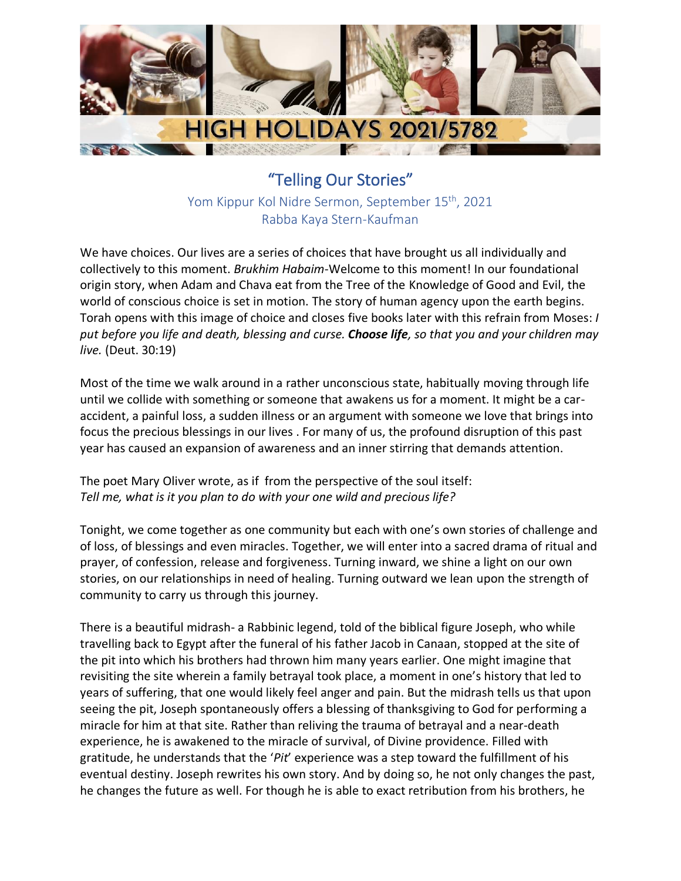# HIGH HOLIDAYS 2021/5782

## "Telling Our Stories"

Yom Kippur Kol Nidre Sermon, September 15th, 2021
Rabba Kaya Stern-Kaufman

We have choices. Our lives are a series of choices that have brought us all individually and collectively to this moment. *Brukhim Habaim*-Welcome to this moment! In our foundational origin story, when Adam and Chava eat from the Tree of the Knowledge of Good and Evil, the world of conscious choice is set in motion. The story of human agency upon the earth begins. Torah opens with this image of choice and closes five books later with this refrain from Moses: *I put before you life and death, blessing and curse.* ***Choose life****, so that you and your children may live.* (Deut. 30:19)

Most of the time we walk around in a rather unconscious state, habitually moving through life until we collide with something or someone that awakens us for a moment. It might be a car-accident, a painful loss, a sudden illness or an argument with someone we love that brings into focus the precious blessings in our lives . For many of us, the profound disruption of this past year has caused an expansion of awareness and an inner stirring that demands attention.

The poet Mary Oliver wrote, as if from the perspective of the soul itself:
*Tell me, what is it you plan to do with your one wild and precious life?*

Tonight, we come together as one community but each with one's own stories of challenge and of loss, of blessings and even miracles. Together, we will enter into a sacred drama of ritual and prayer, of confession, release and forgiveness. Turning inward, we shine a light on our own stories, on our relationships in need of healing. Turning outward we lean upon the strength of community to carry us through this journey.

There is a beautiful midrash- a Rabbinic legend, told of the biblical figure Joseph, who while travelling back to Egypt after the funeral of his father Jacob in Canaan, stopped at the site of the pit into which his brothers had thrown him many years earlier. One might imagine that revisiting the site wherein a family betrayal took place, a moment in one's history that led to years of suffering, that one would likely feel anger and pain. But the midrash tells us that upon seeing the pit, Joseph spontaneously offers a blessing of thanksgiving to God for performing a miracle for him at that site. Rather than reliving the trauma of betrayal and a near-death experience, he is awakened to the miracle of survival, of Divine providence. Filled with gratitude, he understands that the '*Pit*' experience was a step toward the fulfillment of his eventual destiny. Joseph rewrites his own story. And by doing so, he not only changes the past, he changes the future as well. For though he is able to exact retribution from his brothers, he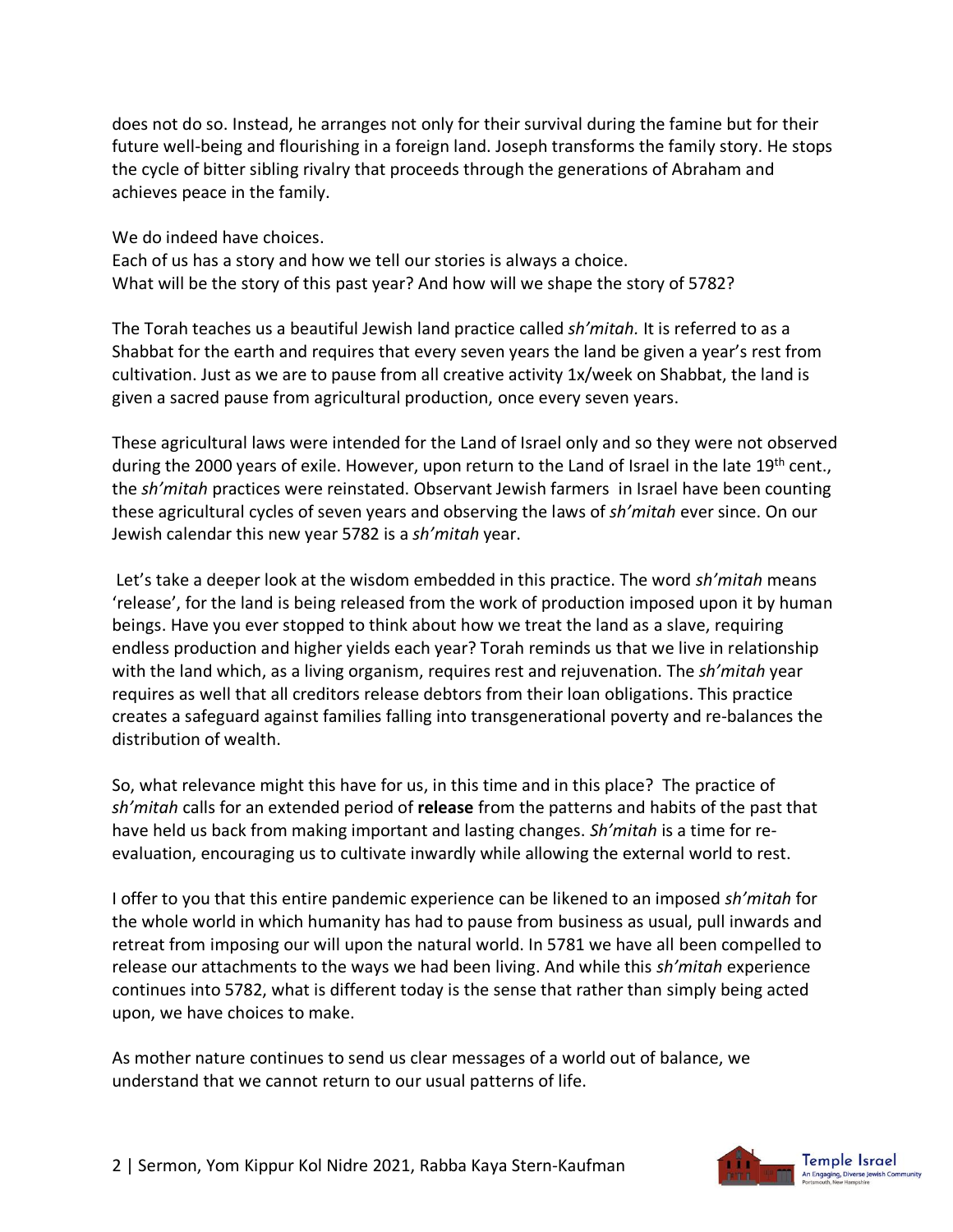does not do so. Instead, he arranges not only for their survival during the famine but for their future well-being and flourishing in a foreign land. Joseph transforms the family story. He stops the cycle of bitter sibling rivalry that proceeds through the generations of Abraham and achieves peace in the family.

We do indeed have choices.
Each of us has a story and how we tell our stories is always a choice.
What will be the story of this past year? And how will we shape the story of 5782?

The Torah teaches us a beautiful Jewish land practice called *sh'mitah.* It is referred to as a Shabbat for the earth and requires that every seven years the land be given a year's rest from cultivation. Just as we are to pause from all creative activity 1x/week on Shabbat, the land is given a sacred pause from agricultural production, once every seven years.

These agricultural laws were intended for the Land of Israel only and so they were not observed during the 2000 years of exile. However, upon return to the Land of Israel in the late 19th cent., the *sh'mitah* practices were reinstated. Observant Jewish farmers in Israel have been counting these agricultural cycles of seven years and observing the laws of *sh'mitah* ever since. On our Jewish calendar this new year 5782 is a *sh'mitah* year.

Let's take a deeper look at the wisdom embedded in this practice. The word *sh'mitah* means 'release', for the land is being released from the work of production imposed upon it by human beings. Have you ever stopped to think about how we treat the land as a slave, requiring endless production and higher yields each year? Torah reminds us that we live in relationship with the land which, as a living organism, requires rest and rejuvenation. The *sh'mitah* year requires as well that all creditors release debtors from their loan obligations. This practice creates a safeguard against families falling into transgenerational poverty and re-balances the distribution of wealth.

So, what relevance might this have for us, in this time and in this place? The practice of *sh'mitah* calls for an extended period of **release** from the patterns and habits of the past that have held us back from making important and lasting changes. *Sh'mitah* is a time for re-evaluation, encouraging us to cultivate inwardly while allowing the external world to rest.

I offer to you that this entire pandemic experience can be likened to an imposed *sh'mitah* for the whole world in which humanity has had to pause from business as usual, pull inwards and retreat from imposing our will upon the natural world. In 5781 we have all been compelled to release our attachments to the ways we had been living. And while this *sh'mitah* experience continues into 5782, what is different today is the sense that rather than simply being acted upon, we have choices to make.

As mother nature continues to send us clear messages of a world out of balance, we understand that we cannot return to our usual patterns of life.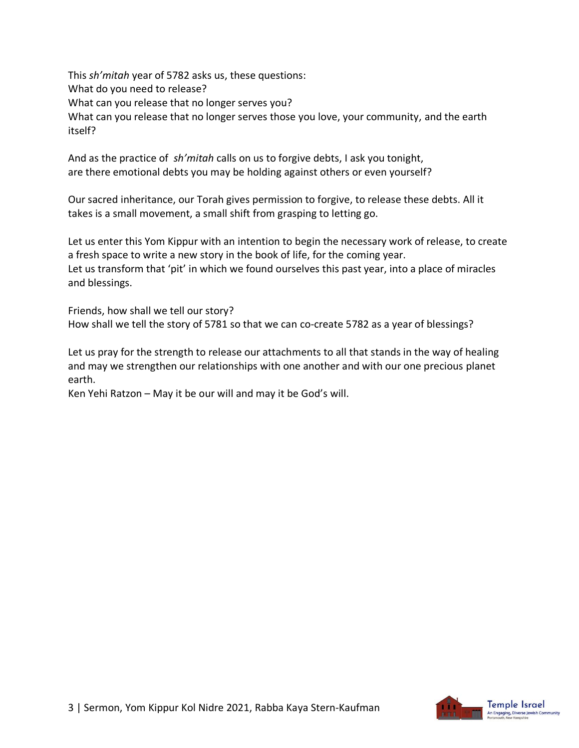This *sh'mitah* year of 5782 asks us, these questions:
What do you need to release?
What can you release that no longer serves you?
What can you release that no longer serves those you love, your community, and the earth itself?

And as the practice of *sh'mitah* calls on us to forgive debts, I ask you tonight,
are there emotional debts you may be holding against others or even yourself?

Our sacred inheritance, our Torah gives permission to forgive, to release these debts. All it takes is a small movement, a small shift from grasping to letting go.

Let us enter this Yom Kippur with an intention to begin the necessary work of release, to create a fresh space to write a new story in the book of life, for the coming year.
Let us transform that 'pit' in which we found ourselves this past year, into a place of miracles and blessings.

Friends, how shall we tell our story?
How shall we tell the story of 5781 so that we can co-create 5782 as a year of blessings?

Let us pray for the strength to release our attachments to all that stands in the way of healing and may we strengthen our relationships with one another and with our one precious planet earth.
Ken Yehi Ratzon – May it be our will and may it be God's will.